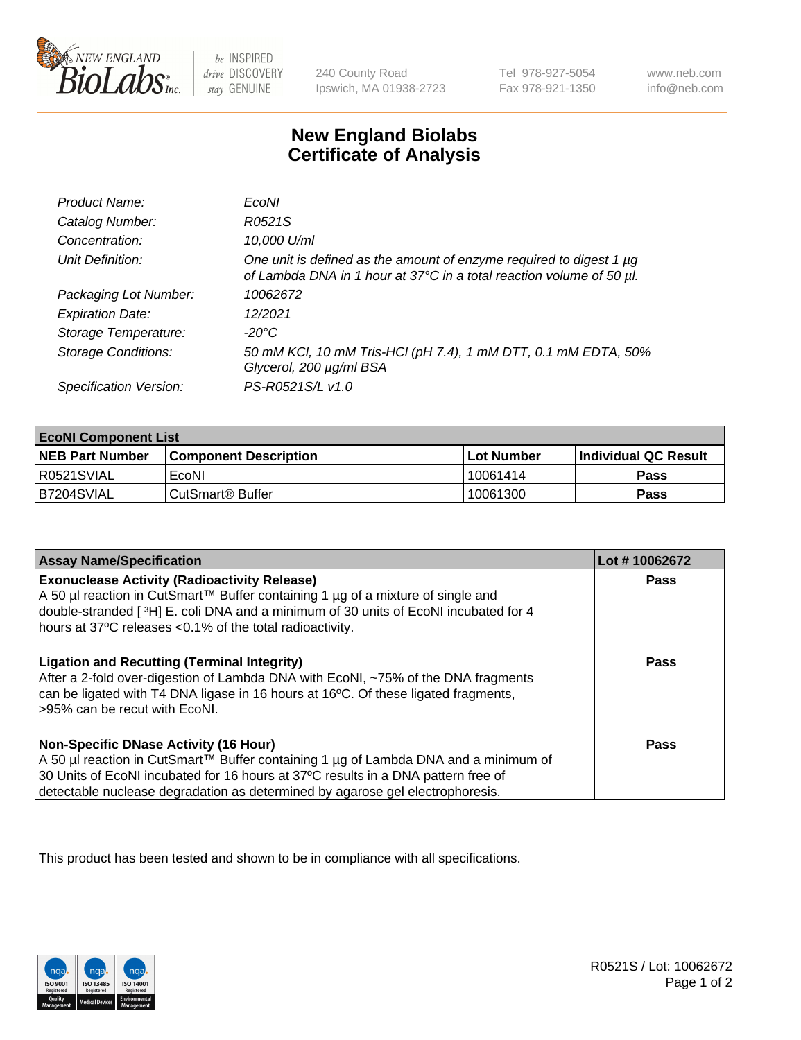NEW ENGLAND BioLabs Inc. — be INSPIRED drive DISCOVERY stay GENUINE

240 County Road
Ipswich, MA 01938-2723

Tel 978-927-5054
Fax 978-921-1350

www.neb.com
info@neb.com

# New England Biolabs Certificate of Analysis

| | |
|---|---|
| *Product Name:* | *EcoNI* |
| *Catalog Number:* | *R0521S* |
| *Concentration:* | *10,000 U/ml* |
| *Unit Definition:* | *One unit is defined as the amount of enzyme required to digest 1 µg of Lambda DNA in 1 hour at 37°C in a total reaction volume of 50 µl.* |
| *Packaging Lot Number:* | *10062672* |
| *Expiration Date:* | *12/2021* |
| *Storage Temperature:* | *-20°C* |
| *Storage Conditions:* | *50 mM KCl, 10 mM Tris-HCl (pH 7.4), 1 mM DTT, 0.1 mM EDTA, 50% Glycerol, 200 µg/ml BSA* |
| *Specification Version:* | *PS-R0521S/L v1.0* |

| EcoNI Component List | | | |
|---|---|---|---|
| **NEB Part Number** | **Component Description** | **Lot Number** | **Individual QC Result** |
| R0521SVIAL | EcoNI | 10061414 | **Pass** |
| B7204SVIAL | CutSmart® Buffer | 10061300 | **Pass** |

| Assay Name/Specification | Lot # 10062672 |
|---|---|
| **Exonuclease Activity (Radioactivity Release)** A 50 µl reaction in CutSmart™ Buffer containing 1 µg of a mixture of single and double-stranded [ $^3$H] E. coli DNA and a minimum of 30 units of EcoNI incubated for 4 hours at 37ºC releases <0.1% of the total radioactivity. | **Pass** |
| **Ligation and Recutting (Terminal Integrity)** After a 2-fold over-digestion of Lambda DNA with EcoNI, ~75% of the DNA fragments can be ligated with T4 DNA ligase in 16 hours at 16ºC. Of these ligated fragments, >95% can be recut with EcoNI. | **Pass** |
| **Non-Specific DNase Activity (16 Hour)** A 50 µl reaction in CutSmart™ Buffer containing 1 µg of Lambda DNA and a minimum of 30 Units of EcoNI incubated for 16 hours at 37ºC results in a DNA pattern free of detectable nuclease degradation as determined by agarose gel electrophoresis. | **Pass** |

This product has been tested and shown to be in compliance with all specifications.

R0521S / Lot: 10062672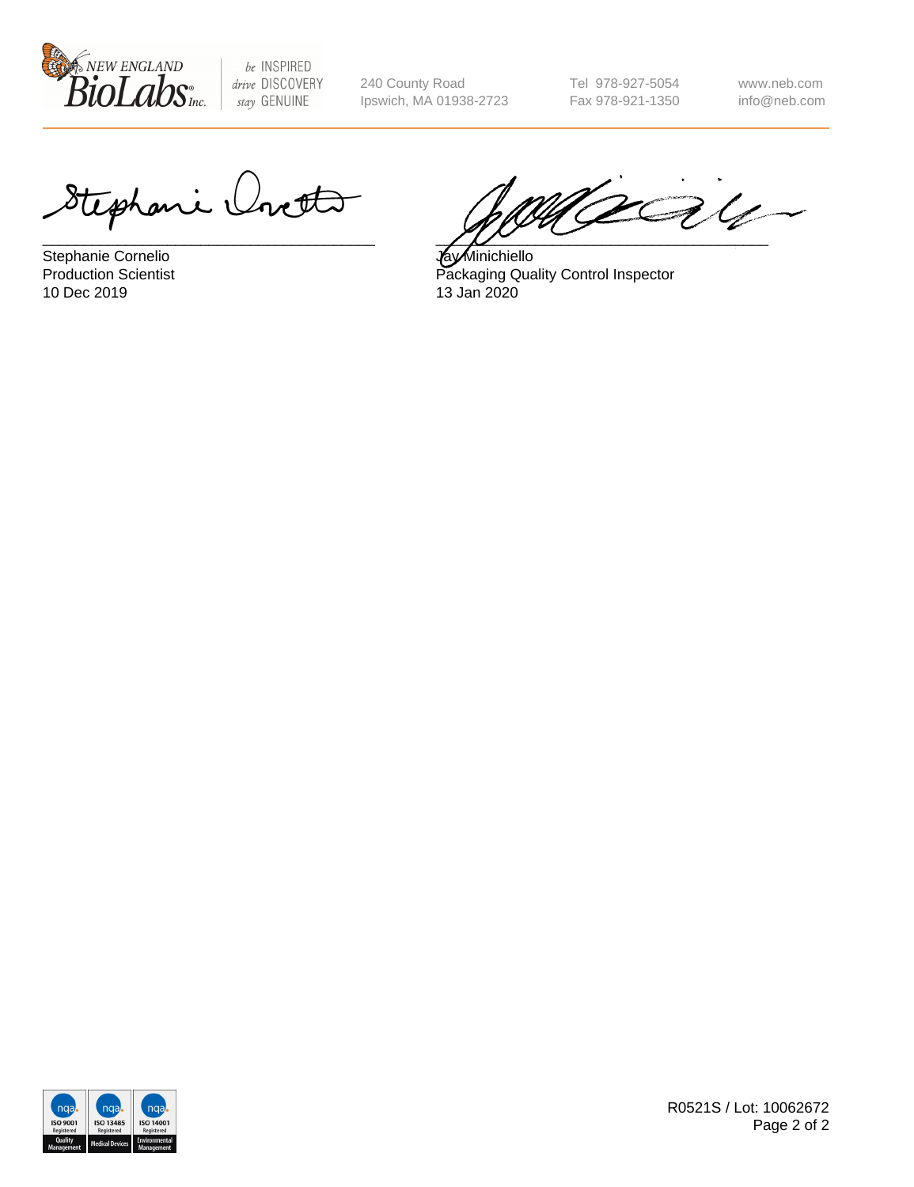Stephanie Cornelio
Production Scientist
10 Dec 2019

Jay Minichiello
Packaging Quality Control Inspector
13 Jan 2020